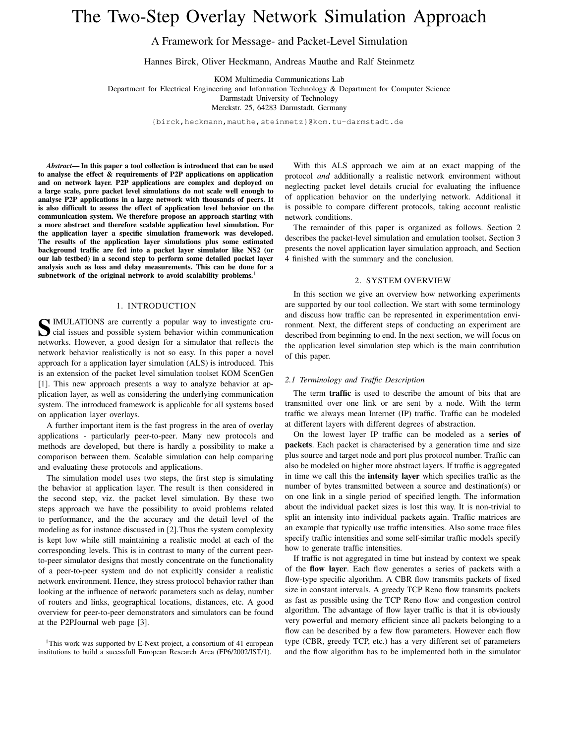# The Two-Step Overlay Network Simulation Approach

## A Framework for Message- and Packet-Level Simulation

Hannes Birck, Oliver Heckmann, Andreas Mauthe and Ralf Steinmetz

KOM Multimedia Communications Lab
Department for Electrical Engineering and Information Technology & Department for Computer Science
Darmstadt University of Technology
Merckstr. 25, 64283 Darmstadt, Germany

{birck,heckmann,mauthe,steinmetz}@kom.tu-darmstadt.de

***Abstract*— In this paper a tool collection is introduced that can be used to analyse the effect & requirements of P2P applications on application and on network layer. P2P applications are complex and deployed on a large scale, pure packet level simulations do not scale well enough to analyse P2P applications in a large network with thousands of peers. It is also difficult to assess the effect of application level behavior on the communication system. We therefore propose an approach starting with a more abstract and therefore scalable application level simulation. For the application layer a specific simulation framework was developed. The results of the application layer simulations plus some estimated background traffic are fed into a packet layer simulator like NS2 (or our lab testbed) in a second step to perform some detailed packet layer analysis such as loss and delay measurements. This can be done for a subnetwork of the original network to avoid scalability problems.**[1]

## 1. INTRODUCTION

SIMULATIONS are currently a popular way to investigate crucial issues and possible system behavior within communication networks. However, a good design for a simulator that reflects the network behavior realistically is not so easy. In this paper a novel approach for a application layer simulation (ALS) is introduced. This is an extension of the packet level simulation toolset KOM ScenGen [1]. This new approach presents a way to analyze behavior at application layer, as well as considering the underlying communication system. The introduced framework is applicable for all systems based on application layer overlays.

A further important item is the fast progress in the area of overlay applications - particularly peer-to-peer. Many new protocols and methods are developed, but there is hardly a possibility to make a comparison between them. Scalable simulation can help comparing and evaluating these protocols and applications.

The simulation model uses two steps, the first step is simulating the behavior at application layer. The result is then considered in the second step, viz. the packet level simulation. By these two steps approach we have the possibility to avoid problems related to performance, and the the accuracy and the detail level of the modeling as for instance discussed in [2].Thus the system complexity is kept low while still maintaining a realistic model at each of the corresponding levels. This is in contrast to many of the current peer-to-peer simulator designs that mostly concentrate on the functionality of a peer-to-peer system and do not explicitly consider a realistic network environment. Hence, they stress protocol behavior rather than looking at the influence of network parameters such as delay, number of routers and links, geographical locations, distances, etc. A good overview for peer-to-peer demonstrators and simulators can be found at the P2PJournal web page [3].

[1]This work was supported by E-Next project, a consortium of 41 european institutions to build a sucessfull European Research Area (FP6/2002/IST/1).

With this ALS approach we aim at an exact mapping of the protocol *and* additionally a realistic network environment without neglecting packet level details crucial for evaluating the influence of application behavior on the underlying network. Additional it is possible to compare different protocols, taking account realistic network conditions.

The remainder of this paper is organized as follows. Section 2 describes the packet-level simulation and emulation toolset. Section 3 presents the novel application layer simulation approach, and Section 4 finished with the summary and the conclusion.

## 2. SYSTEM OVERVIEW

In this section we give an overview how networking experiments are supported by our tool collection. We start with some terminology and discuss how traffic can be represented in experimentation environment. Next, the different steps of conducting an experiment are described from beginning to end. In the next section, we will focus on the application level simulation step which is the main contribution of this paper.

### *2.1 Terminology and Traffic Description*

The term **traffic** is used to describe the amount of bits that are transmitted over one link or are sent by a node. With the term traffic we always mean Internet (IP) traffic. Traffic can be modeled at different layers with different degrees of abstraction.

On the lowest layer IP traffic can be modeled as a **series of packets**. Each packet is characterised by a generation time and size plus source and target node and port plus protocol number. Traffic can also be modeled on higher more abstract layers. If traffic is aggregated in time we call this the **intensity layer** which specifies traffic as the number of bytes transmitted between a source and destination(s) or on one link in a single period of specified length. The information about the individual packet sizes is lost this way. It is non-trivial to split an intensity into individual packets again. Traffic matrices are an example that typically use traffic intensities. Also some trace files specify traffic intensities and some self-similar traffic models specify how to generate traffic intensities.

If traffic is not aggregated in time but instead by context we speak of the **flow layer**. Each flow generates a series of packets with a flow-type specific algorithm. A CBR flow transmits packets of fixed size in constant intervals. A greedy TCP Reno flow transmits packets as fast as possible using the TCP Reno flow and congestion control algorithm. The advantage of flow layer traffic is that it is obviously very powerful and memory efficient since all packets belonging to a flow can be described by a few flow parameters. However each flow type (CBR, greedy TCP, etc.) has a very different set of parameters and the flow algorithm has to be implemented both in the simulator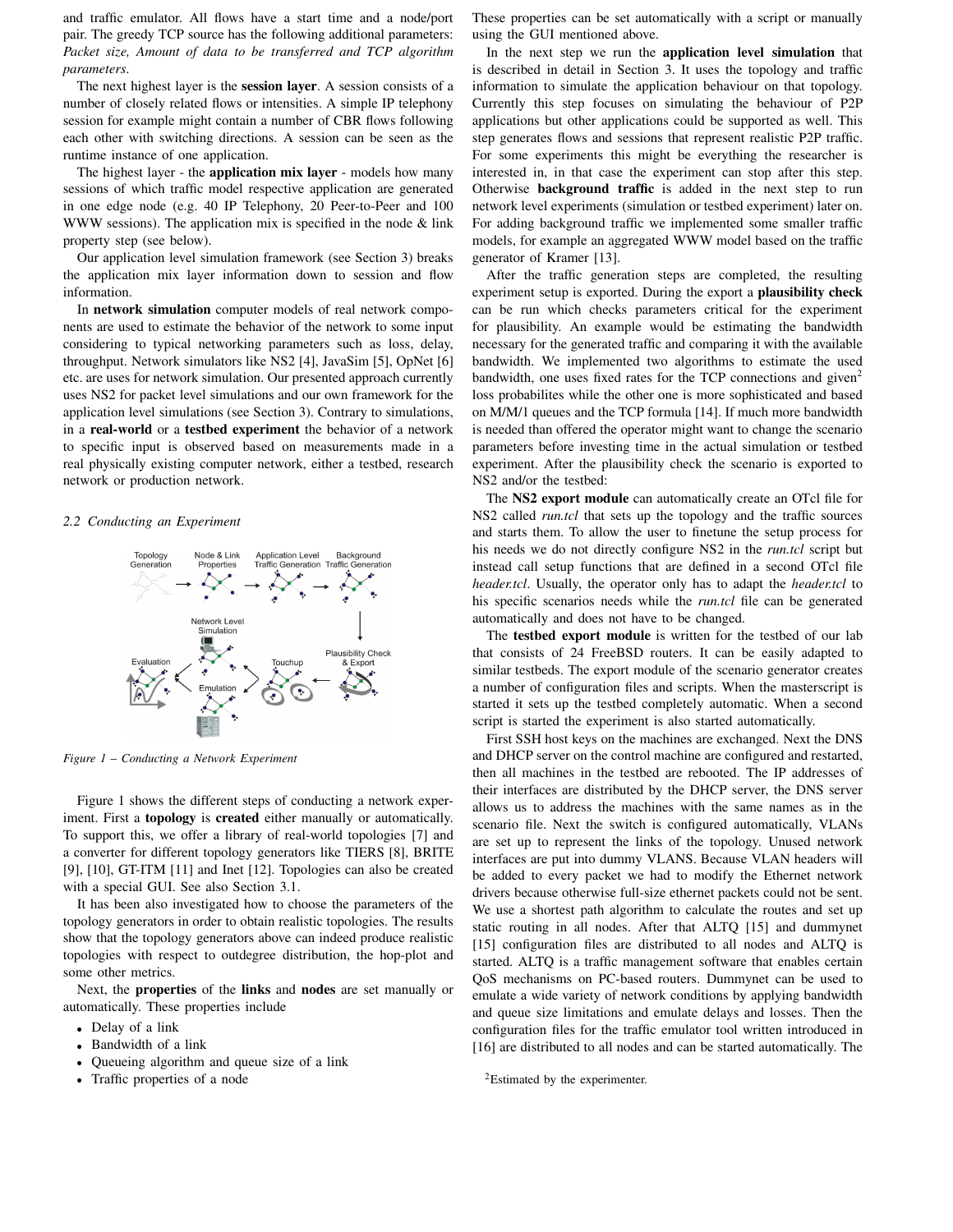and traffic emulator. All flows have a start time and a node/port pair. The greedy TCP source has the following additional parameters: *Packet size, Amount of data to be transferred and TCP algorithm parameters*.

The next highest layer is the **session layer**. A session consists of a number of closely related flows or intensities. A simple IP telephony session for example might contain a number of CBR flows following each other with switching directions. A session can be seen as the runtime instance of one application.

The highest layer - the **application mix layer** - models how many sessions of which traffic model respective application are generated in one edge node (e.g. 40 IP Telephony, 20 Peer-to-Peer and 100 WWW sessions). The application mix is specified in the node & link property step (see below).

Our application level simulation framework (see Section 3) breaks the application mix layer information down to session and flow information.

In **network simulation** computer models of real network components are used to estimate the behavior of the network to some input considering to typical networking parameters such as loss, delay, throughput. Network simulators like NS2 [4], JavaSim [5], OpNet [6] etc. are uses for network simulation. Our presented approach currently uses NS2 for packet level simulations and our own framework for the application level simulations (see Section 3). Contrary to simulations, in a **real-world** or a **testbed experiment** the behavior of a network to specific input is observed based on measurements made in a real physically existing computer network, either a testbed, research network or production network.

### 2.2 Conducting an Experiment

*Figure 1 – Conducting a Network Experiment*

Figure 1 shows the different steps of conducting a network experiment. First a **topology** is **created** either manually or automatically. To support this, we offer a library of real-world topologies [7] and a converter for different topology generators like TIERS [8], BRITE [9], [10], GT-ITM [11] and Inet [12]. Topologies can also be created with a special GUI. See also Section 3.1.

It has been also investigated how to choose the parameters of the topology generators in order to obtain realistic topologies. The results show that the topology generators above can indeed produce realistic topologies with respect to outdegree distribution, the hop-plot and some other metrics.

Next, the **properties** of the **links** and **nodes** are set manually or automatically. These properties include

- Delay of a link
- Bandwidth of a link
- Queueing algorithm and queue size of a link
- Traffic properties of a node

These properties can be set automatically with a script or manually using the GUI mentioned above.

In the next step we run the **application level simulation** that is described in detail in Section 3. It uses the topology and traffic information to simulate the application behaviour on that topology. Currently this step focuses on simulating the behaviour of P2P applications but other applications could be supported as well. This step generates flows and sessions that represent realistic P2P traffic. For some experiments this might be everything the researcher is interested in, in that case the experiment can stop after this step. Otherwise **background traffic** is added in the next step to run network level experiments (simulation or testbed experiment) later on. For adding background traffic we implemented some smaller traffic models, for example an aggregated WWW model based on the traffic generator of Kramer [13].

After the traffic generation steps are completed, the resulting experiment setup is exported. During the export a **plausibility check** can be run which checks parameters critical for the experiment for plausibility. An example would be estimating the bandwidth necessary for the generated traffic and comparing it with the available bandwidth. We implemented two algorithms to estimate the used bandwidth, one uses fixed rates for the TCP connections and given[2] loss probabilites while the other one is more sophisticated and based on M/M/1 queues and the TCP formula [14]. If much more bandwidth is needed than offered the operator might want to change the scenario parameters before investing time in the actual simulation or testbed experiment. After the plausibility check the scenario is exported to NS2 and/or the testbed:

The **NS2 export module** can automatically create an OTcl file for NS2 called *run.tcl* that sets up the topology and the traffic sources and starts them. To allow the user to finetune the setup process for his needs we do not directly configure NS2 in the *run.tcl* script but instead call setup functions that are defined in a second OTcl file *header.tcl*. Usually, the operator only has to adapt the *header.tcl* to his specific scenarios needs while the *run.tcl* file can be generated automatically and does not have to be changed.

The **testbed export module** is written for the testbed of our lab that consists of 24 FreeBSD routers. It can be easily adapted to similar testbeds. The export module of the scenario generator creates a number of configuration files and scripts. When the masterscript is started it sets up the testbed completely automatic. When a second script is started the experiment is also started automatically.

First SSH host keys on the machines are exchanged. Next the DNS and DHCP server on the control machine are configured and restarted, then all machines in the testbed are rebooted. The IP addresses of their interfaces are distributed by the DHCP server, the DNS server allows us to address the machines with the same names as in the scenario file. Next the switch is configured automatically, VLANs are set up to represent the links of the topology. Unused network interfaces are put into dummy VLANS. Because VLAN headers will be added to every packet we had to modify the Ethernet network drivers because otherwise full-size ethernet packets could not be sent. We use a shortest path algorithm to calculate the routes and set up static routing in all nodes. After that ALTQ [15] and dummynet [15] configuration files are distributed to all nodes and ALTQ is started. ALTQ is a traffic management software that enables certain QoS mechanisms on PC-based routers. Dummynet can be used to emulate a wide variety of network conditions by applying bandwidth and queue size limitations and emulate delays and losses. Then the configuration files for the traffic emulator tool written introduced in [16] are distributed to all nodes and can be started automatically. The

[2] Estimated by the experimenter.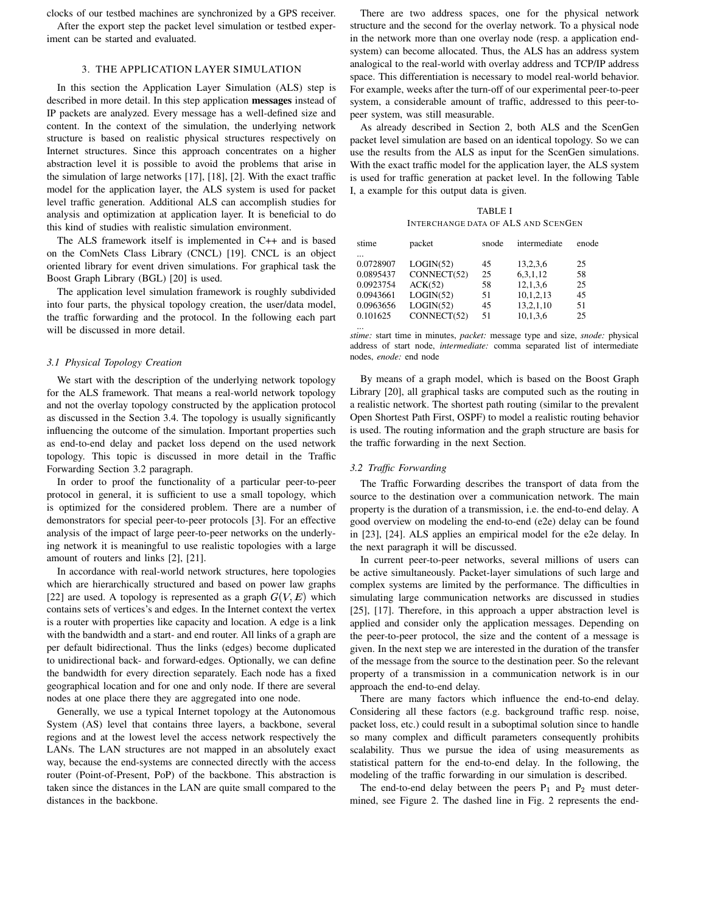clocks of our testbed machines are synchronized by a GPS receiver.

After the export step the packet level simulation or testbed experiment can be started and evaluated.

## 3. THE APPLICATION LAYER SIMULATION

In this section the Application Layer Simulation (ALS) step is described in more detail. In this step application **messages** instead of IP packets are analyzed. Every message has a well-defined size and content. In the context of the simulation, the underlying network structure is based on realistic physical structures respectively on Internet structures. Since this approach concentrates on a higher abstraction level it is possible to avoid the problems that arise in the simulation of large networks [17], [18], [2]. With the exact traffic model for the application layer, the ALS system is used for packet level traffic generation. Additional ALS can accomplish studies for analysis and optimization at application layer. It is beneficial to do this kind of studies with realistic simulation environment.

The ALS framework itself is implemented in C++ and is based on the ComNets Class Library (CNCL) [19]. CNCL is an object oriented library for event driven simulations. For graphical task the Boost Graph Library (BGL) [20] is used.

The application level simulation framework is roughly subdivided into four parts, the physical topology creation, the user/data model, the traffic forwarding and the protocol. In the following each part will be discussed in more detail.

### 3.1 Physical Topology Creation

We start with the description of the underlying network topology for the ALS framework. That means a real-world network topology and not the overlay topology constructed by the application protocol as discussed in the Section 3.4. The topology is usually significantly influencing the outcome of the simulation. Important properties such as end-to-end delay and packet loss depend on the used network topology. This topic is discussed in more detail in the Traffic Forwarding Section 3.2 paragraph.

In order to proof the functionality of a particular peer-to-peer protocol in general, it is sufficient to use a small topology, which is optimized for the considered problem. There are a number of demonstrators for special peer-to-peer protocols [3]. For an effective analysis of the impact of large peer-to-peer networks on the underlying network it is meaningful to use realistic topologies with a large amount of routers and links [2], [21].

In accordance with real-world network structures, here topologies which are hierarchically structured and based on power law graphs [22] are used. A topology is represented as a graph $G(V, E)$ which contains sets of vertices's and edges. In the Internet context the vertex is a router with properties like capacity and location. A edge is a link with the bandwidth and a start- and end router. All links of a graph are per default bidirectional. Thus the links (edges) become duplicated to unidirectional back- and forward-edges. Optionally, we can define the bandwidth for every direction separately. Each node has a fixed geographical location and for one and only node. If there are several nodes at one place there they are aggregated into one node.

Generally, we use a typical Internet topology at the Autonomous System (AS) level that contains three layers, a backbone, several regions and at the lowest level the access network respectively the LANs. The LAN structures are not mapped in an absolutely exact way, because the end-systems are connected directly with the access router (Point-of-Present, PoP) of the backbone. This abstraction is taken since the distances in the LAN are quite small compared to the distances in the backbone.

There are two address spaces, one for the physical network structure and the second for the overlay network. To a physical node in the network more than one overlay node (resp. a application end-system) can become allocated. Thus, the ALS has an address system analogical to the real-world with overlay address and TCP/IP address space. This differentiation is necessary to model real-world behavior. For example, weeks after the turn-off of our experimental peer-to-peer system, a considerable amount of traffic, addressed to this peer-to-peer system, was still measurable.

As already described in Section 2, both ALS and the ScenGen packet level simulation are based on an identical topology. So we can use the results from the ALS as input for the ScenGen simulations. With the exact traffic model for the application layer, the ALS system is used for traffic generation at packet level. In the following Table I, a example for this output data is given.

TABLE I
INTERCHANGE DATA OF ALS AND SCENGEN

| stime | packet | snode | intermediate | enode |
|---|---|---|---|---|
| ... | | | | |
| 0.0728907 | LOGIN(52) | 45 | 13,2,3,6 | 25 |
| 0.0895437 | CONNECT(52) | 25 | 6,3,1,12 | 58 |
| 0.0923754 | ACK(52) | 58 | 12,1,3,6 | 25 |
| 0.0943661 | LOGIN(52) | 51 | 10,1,2,13 | 45 |
| 0.0963656 | LOGIN(52) | 45 | 13,2,1,10 | 51 |
| 0.101625 | CONNECT(52) | 51 | 10,1,3,6 | 25 |
| ... | | | | |

*stime:* start time in minutes, *packet:* message type and size, *snode:* physical address of start node, *intermediate:* comma separated list of intermediate nodes, *enode:* end node

By means of a graph model, which is based on the Boost Graph Library [20], all graphical tasks are computed such as the routing in a realistic network. The shortest path routing (similar to the prevalent Open Shortest Path First, OSPF) to model a realistic routing behavior is used. The routing information and the graph structure are basis for the traffic forwarding in the next Section.

### 3.2 Traffic Forwarding

The Traffic Forwarding describes the transport of data from the source to the destination over a communication network. The main property is the duration of a transmission, i.e. the end-to-end delay. A good overview on modeling the end-to-end (e2e) delay can be found in [23], [24]. ALS applies an empirical model for the e2e delay. In the next paragraph it will be discussed.

In current peer-to-peer networks, several millions of users can be active simultaneously. Packet-layer simulations of such large and complex systems are limited by the performance. The difficulties in simulating large communication networks are discussed in studies [25], [17]. Therefore, in this approach a upper abstraction level is applied and consider only the application messages. Depending on the peer-to-peer protocol, the size and the content of a message is given. In the next step we are interested in the duration of the transfer of the message from the source to the destination peer. So the relevant property of a transmission in a communication network is in our approach the end-to-end delay.

There are many factors which influence the end-to-end delay. Considering all these factors (e.g. background traffic resp. noise, packet loss, etc.) could result in a suboptimal solution since to handle so many complex and difficult parameters consequently prohibits scalability. Thus we pursue the idea of using measurements as statistical pattern for the end-to-end delay. In the following, the modeling of the traffic forwarding in our simulation is described.

The end-to-end delay between the peers $P_1$ and $P_2$ must determined, see Figure 2. The dashed line in Fig. 2 represents the end-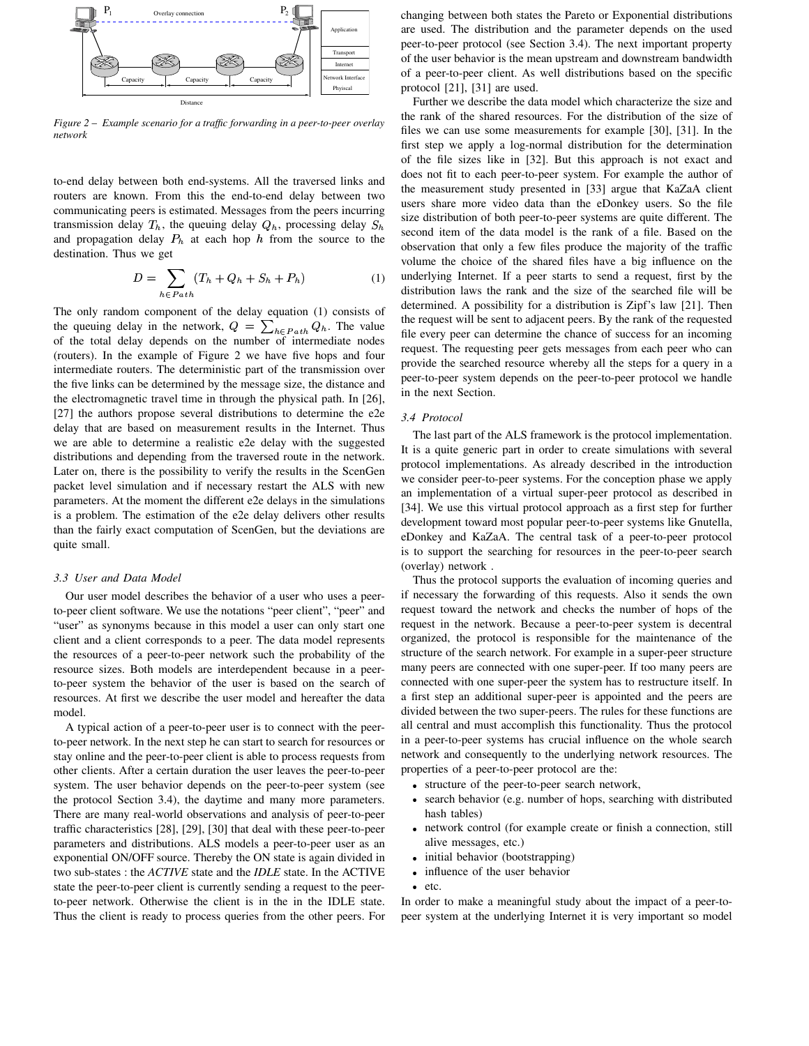*Figure 2 – Example scenario for a traffic forwarding in a peer-to-peer overlay network*

to-end delay between both end-systems. All the traversed links and routers are known. From this the end-to-end delay between two communicating peers is estimated. Messages from the peers incurring transmission delay $T_h$, the queuing delay $Q_h$, processing delay $S_h$ and propagation delay $P_h$ at each hop $h$ from the source to the destination. Thus we get

$$D = \sum_{h \in Path} (T_h + Q_h + S_h + P_h) \tag{1}$$

The only random component of the delay equation (1) consists of the queuing delay in the network, $Q = \sum_{h \in Path} Q_h$. The value of the total delay depends on the number of intermediate nodes (routers). In the example of Figure 2 we have five hops and four intermediate routers. The deterministic part of the transmission over the five links can be determined by the message size, the distance and the electromagnetic travel time in through the physical path. In [26], [27] the authors propose several distributions to determine the e2e delay that are based on measurement results in the Internet. Thus we are able to determine a realistic e2e delay with the suggested distributions and depending from the traversed route in the network. Later on, there is the possibility to verify the results in the ScenGen packet level simulation and if necessary restart the ALS with new parameters. At the moment the different e2e delays in the simulations is a problem. The estimation of the e2e delay delivers other results than the fairly exact computation of ScenGen, but the deviations are quite small.

### 3.3 User and Data Model

Our user model describes the behavior of a user who uses a peer-to-peer client software. We use the notations "peer client", "peer" and "user" as synonyms because in this model a user can only start one client and a client corresponds to a peer. The data model represents the resources of a peer-to-peer network such the probability of the resource sizes. Both models are interdependent because in a peer-to-peer system the behavior of the user is based on the search of resources. At first we describe the user model and hereafter the data model.

A typical action of a peer-to-peer user is to connect with the peer-to-peer network. In the next step he can start to search for resources or stay online and the peer-to-peer client is able to process requests from other clients. After a certain duration the user leaves the peer-to-peer system. The user behavior depends on the peer-to-peer system (see the protocol Section 3.4), the daytime and many more parameters. There are many real-world observations and analysis of peer-to-peer traffic characteristics [28], [29], [30] that deal with these peer-to-peer parameters and distributions. ALS models a peer-to-peer user as an exponential ON/OFF source. Thereby the ON state is again divided in two sub-states : the *ACTIVE* state and the *IDLE* state. In the ACTIVE state the peer-to-peer client is currently sending a request to the peer-to-peer network. Otherwise the client is in the in the IDLE state. Thus the client is ready to process queries from the other peers. For changing between both states the Pareto or Exponential distributions are used. The distribution and the parameter depends on the used peer-to-peer protocol (see Section 3.4). The next important property of the user behavior is the mean upstream and downstream bandwidth of a peer-to-peer client. As well distributions based on the specific protocol [21], [31] are used.

Further we describe the data model which characterize the size and the rank of the shared resources. For the distribution of the size of files we can use some measurements for example [30], [31]. In the first step we apply a log-normal distribution for the determination of the file sizes like in [32]. But this approach is not exact and does not fit to each peer-to-peer system. For example the author of the measurement study presented in [33] argue that KaZaA client users share more video data than the eDonkey users. So the file size distribution of both peer-to-peer systems are quite different. The second item of the data model is the rank of a file. Based on the observation that only a few files produce the majority of the traffic volume the choice of the shared files have a big influence on the underlying Internet. If a peer starts to send a request, first by the distribution laws the rank and the size of the searched file will be determined. A possibility for a distribution is Zipf's law [21]. Then the request will be sent to adjacent peers. By the rank of the requested file every peer can determine the chance of success for an incoming request. The requesting peer gets messages from each peer who can provide the searched resource whereby all the steps for a query in a peer-to-peer system depends on the peer-to-peer protocol we handle in the next Section.

### 3.4 Protocol

The last part of the ALS framework is the protocol implementation. It is a quite generic part in order to create simulations with several protocol implementations. As already described in the introduction we consider peer-to-peer systems. For the conception phase we apply an implementation of a virtual super-peer protocol as described in [34]. We use this virtual protocol approach as a first step for further development toward most popular peer-to-peer systems like Gnutella, eDonkey and KaZaA. The central task of a peer-to-peer protocol is to support the searching for resources in the peer-to-peer search (overlay) network .

Thus the protocol supports the evaluation of incoming queries and if necessary the forwarding of this requests. Also it sends the own request toward the network and checks the number of hops of the request in the network. Because a peer-to-peer system is decentral organized, the protocol is responsible for the maintenance of the structure of the search network. For example in a super-peer structure many peers are connected with one super-peer. If too many peers are connected with one super-peer the system has to restructure itself. In a first step an additional super-peer is appointed and the peers are divided between the two super-peers. The rules for these functions are all central and must accomplish this functionality. Thus the protocol in a peer-to-peer systems has crucial influence on the whole search network and consequently to the underlying network resources. The properties of a peer-to-peer protocol are the:

- structure of the peer-to-peer search network,
- search behavior (e.g. number of hops, searching with distributed hash tables)
- network control (for example create or finish a connection, still alive messages, etc.)
- initial behavior (bootstrapping)
- influence of the user behavior
- etc.

In order to make a meaningful study about the impact of a peer-to-peer system at the underlying Internet it is very important so model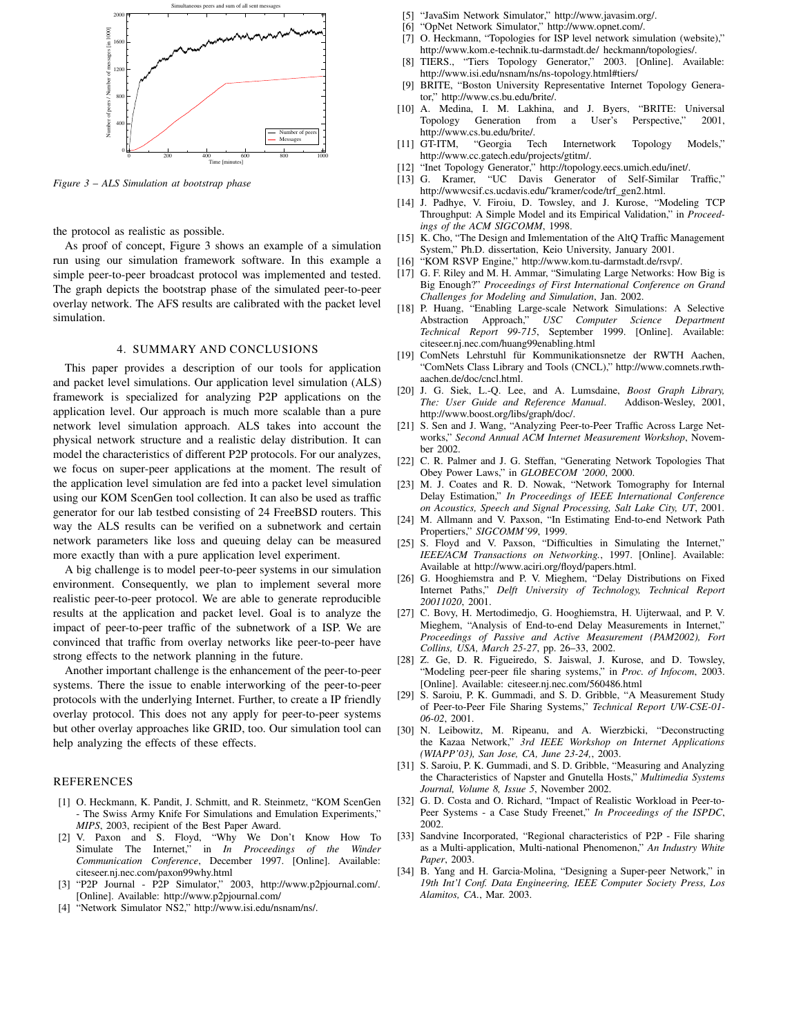Simultaneous peers and sum of all sent messages

Number of peers / Number of messages [in 1000]

2000
1600
1200
800
400
0

0
200
400
600
800
1000

Time [minutes]

Number of peers
Messages

*Figure 3 – ALS Simulation at bootstrap phase*

the protocol as realistic as possible.

As proof of concept, Figure 3 shows an example of a simulation run using our simulation framework software. In this example a simple peer-to-peer broadcast protocol was implemented and tested. The graph depicts the bootstrap phase of the simulated peer-to-peer overlay network. The AFS results are calibrated with the packet level simulation.

## 4. SUMMARY AND CONCLUSIONS

This paper provides a description of our tools for application and packet level simulations. Our application level simulation (ALS) framework is specialized for analyzing P2P applications on the application level. Our approach is much more scalable than a pure network level simulation approach. ALS takes into account the physical network structure and a realistic delay distribution. It can model the characteristics of different P2P protocols. For our analyzes, we focus on super-peer applications at the moment. The result of the application level simulation are fed into a packet level simulation using our KOM ScenGen tool collection. It can also be used as traffic generator for our lab testbed consisting of 24 FreeBSD routers. This way the ALS results can be verified on a subnetwork and certain network parameters like loss and queuing delay can be measured more exactly than with a pure application level experiment.

A big challenge is to model peer-to-peer systems in our simulation environment. Consequently, we plan to implement several more realistic peer-to-peer protocol. We are able to generate reproducible results at the application and packet level. Goal is to analyze the impact of peer-to-peer traffic of the subnetwork of a ISP. We are convinced that traffic from overlay networks like peer-to-peer have strong effects to the network planning in the future.

Another important challenge is the enhancement of the peer-to-peer systems. There the issue to enable interworking of the peer-to-peer protocols with the underlying Internet. Further, to create a IP friendly overlay protocol. This does not any apply for peer-to-peer systems but other overlay approaches like GRID, too. Our simulation tool can help analyzing the effects of these effects.

## REFERENCES

[1] O. Heckmann, K. Pandit, J. Schmitt, and R. Steinmetz, "KOM ScenGen - The Swiss Army Knife For Simulations and Emulation Experiments," *MIPS*, 2003, recipient of the Best Paper Award.

[2] V. Paxon and S. Floyd, "Why We Don't Know How To Simulate The Internet," in *In Proceedings of the Winder Communication Conference*, December 1997. [Online]. Available: citeseer.nj.nec.com/paxon99why.html

[3] "P2P Journal - P2P Simulator," 2003, http://www.p2pjournal.com/. [Online]. Available: http://www.p2pjournal.com/

[4] "Network Simulator NS2," http://www.isi.edu/nsnam/ns/.

[5] "JavaSim Network Simulator," http://www.javasim.org/.

[6] "OpNet Network Simulator," http://www.opnet.com/.

[7] O. Heckmann, "Topologies for ISP level network simulation (website)," http://www.kom.e-technik.tu-darmstadt.de/ heckmann/topologies/.

[8] TIERS., "Tiers Topology Generator," 2003. [Online]. Available: http://www.isi.edu/nsnam/ns/ns-topology.html#tiers/

[9] BRITE, "Boston University Representative Internet Topology Generator," http://www.cs.bu.edu/brite/.

[10] A. Medina, I. M. Lakhina, and J. Byers, "BRITE: Universal Topology Generation from a User's Perspective," 2001, http://www.cs.bu.edu/brite/.

[11] GT-ITM, "Georgia Tech Internetwork Topology Models," http://www.cc.gatech.edu/projects/gtitm/.

[12] "Inet Topology Generator," http://topology.eecs.umich.edu/inet/.

[13] G. Kramer, "UC Davis Generator of Self-Similar Traffic," http://wwwcsif.cs.ucdavis.edu/~kramer/code/trf_gen2.html.

[14] J. Padhye, V. Firoiu, D. Towsley, and J. Kurose, "Modeling TCP Throughput: A Simple Model and its Empirical Validation," in *Proceedings of the ACM SIGCOMM*, 1998.

[15] K. Cho, "The Design and Imlementation of the AltQ Traffic Management System," Ph.D. dissertation, Keio University, January 2001.

[16] "KOM RSVP Engine," http://www.kom.tu-darmstadt.de/rsvp/.

[17] G. F. Riley and M. H. Ammar, "Simulating Large Networks: How Big is Big Enough?" *Proceedings of First International Conference on Grand Challenges for Modeling and Simulation*, Jan. 2002.

[18] P. Huang, "Enabling Large-scale Network Simulations: A Selective Abstraction Approach," *USC Computer Science Department Technical Report 99-715*, September 1999. [Online]. Available: citeseer.nj.nec.com/huang99enabling.html

[19] ComNets Lehrstuhl für Kommunikationsnetze der RWTH Aachen, "ComNets Class Library and Tools (CNCL)," http://www.comnets.rwth-aachen.de/doc/cncl.html.

[20] J. G. Siek, L.-Q. Lee, and A. Lumsdaine, *Boost Graph Library, The: User Guide and Reference Manual*. Addison-Wesley, 2001, http://www.boost.org/libs/graph/doc/.

[21] S. Sen and J. Wang, "Analyzing Peer-to-Peer Traffic Across Large Networks," *Second Annual ACM Internet Measurement Workshop*, November 2002.

[22] C. R. Palmer and J. G. Steffan, "Generating Network Topologies That Obey Power Laws," in *GLOBECOM '2000*, 2000.

[23] M. J. Coates and R. D. Nowak, "Network Tomography for Internal Delay Estimation," *In Proceedings of IEEE International Conference on Acoustics, Speech and Signal Processing, Salt Lake City, UT*, 2001.

[24] M. Allmann and V. Paxson, "In Estimating End-to-end Network Path Propertiers," *SIGCOMM'99*, 1999.

[25] S. Floyd and V. Paxson, "Difficulties in Simulating the Internet," *IEEE/ACM Transactions on Networking.*, 1997. [Online]. Available: Available at http://www.aciri.org/floyd/papers.html.

[26] G. Hooghiemstra and P. V. Mieghem, "Delay Distributions on Fixed Internet Paths," *Delft University of Technology, Technical Report 20011020*, 2001.

[27] C. Bovy, H. Mertodimedjo, G. Hooghiemstra, H. Uijterwaal, and P. V. Mieghem, "Analysis of End-to-end Delay Measurements in Internet," *Proceedings of Passive and Active Measurement (PAM2002), Fort Collins, USA, March 25-27*, pp. 26–33, 2002.

[28] Z. Ge, D. R. Figueiredo, S. Jaiswal, J. Kurose, and D. Towsley, "Modeling peer-peer file sharing systems," in *Proc. of Infocom*, 2003. [Online]. Available: citeseer.nj.nec.com/560486.html

[29] S. Saroiu, P. K. Gummadi, and S. D. Gribble, "A Measurement Study of Peer-to-Peer File Sharing Systems," *Technical Report UW-CSE-01-06-02*, 2001.

[30] N. Leibowitz, M. Ripeanu, and A. Wierzbicki, "Deconstructing the Kazaa Network," *3rd IEEE Workshop on Internet Applications (WIAPP'03), San Jose, CA, June 23-24,*, 2003.

[31] S. Saroiu, P. K. Gummadi, and S. D. Gribble, "Measuring and Analyzing the Characteristics of Napster and Gnutella Hosts," *Multimedia Systems Journal, Volume 8, Issue 5*, November 2002.

[32] G. D. Costa and O. Richard, "Impact of Realistic Workload in Peer-to-Peer Systems - a Case Study Freenet," *In Proceedings of the ISPDC*, 2002.

[33] Sandvine Incorporated, "Regional characteristics of P2P - File sharing as a Multi-application, Multi-national Phenomenon," *An Industry White Paper*, 2003.

[34] B. Yang and H. Garcia-Molina, "Designing a Super-peer Network," in *19th Int'l Conf. Data Engineering, IEEE Computer Society Press, Los Alamitos, CA.*, Mar. 2003.